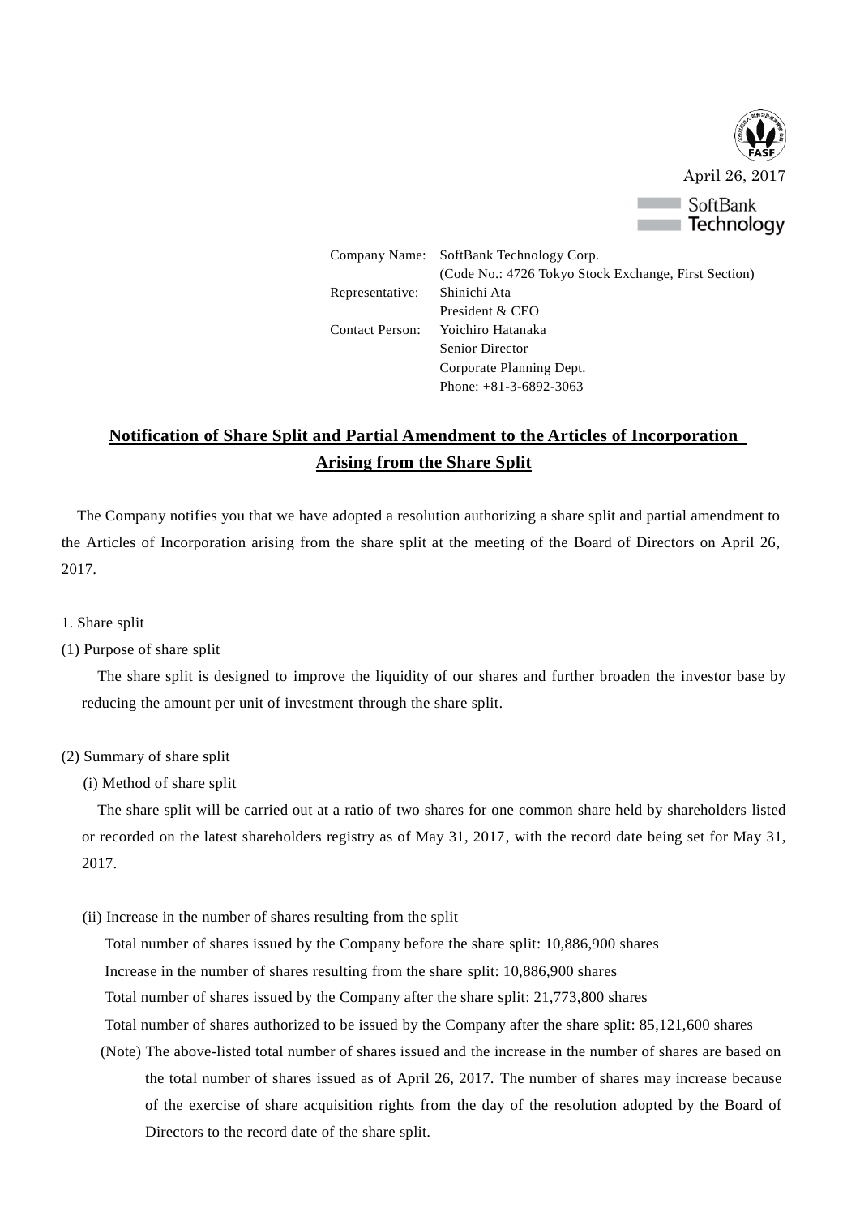April 26, 2017

SoftBank Technology

Company Name: SoftBank Technology Corp.
(Code No.: 4726 Tokyo Stock Exchange, First Section)
Representative: Shinichi Ata
President & CEO
Contact Person: Yoichiro Hatanaka
Senior Director
Corporate Planning Dept.
Phone: +81-3-6892-3063

# Notification of Share Split and Partial Amendment to the Articles of Incorporation Arising from the Share Split

The Company notifies you that we have adopted a resolution authorizing a share split and partial amendment to the Articles of Incorporation arising from the share split at the meeting of the Board of Directors on April 26, 2017.

1. Share split

(1) Purpose of share split

The share split is designed to improve the liquidity of our shares and further broaden the investor base by reducing the amount per unit of investment through the share split.

(2) Summary of share split

(i) Method of share split

The share split will be carried out at a ratio of two shares for one common share held by shareholders listed or recorded on the latest shareholders registry as of May 31, 2017, with the record date being set for May 31, 2017.

(ii) Increase in the number of shares resulting from the split

Total number of shares issued by the Company before the share split: 10,886,900 shares

Increase in the number of shares resulting from the share split: 10,886,900 shares

Total number of shares issued by the Company after the share split: 21,773,800 shares

Total number of shares authorized to be issued by the Company after the share split: 85,121,600 shares

(Note) The above-listed total number of shares issued and the increase in the number of shares are based on the total number of shares issued as of April 26, 2017. The number of shares may increase because of the exercise of share acquisition rights from the day of the resolution adopted by the Board of Directors to the record date of the share split.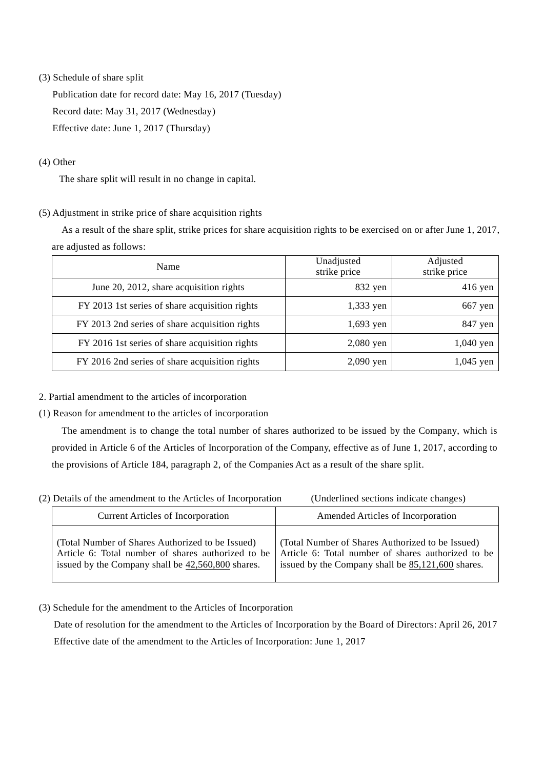(3) Schedule of share split

Publication date for record date: May 16, 2017 (Tuesday)

Record date: May 31, 2017 (Wednesday)

Effective date: June 1, 2017 (Thursday)

(4) Other

The share split will result in no change in capital.

(5) Adjustment in strike price of share acquisition rights

As a result of the share split, strike prices for share acquisition rights to be exercised on or after June 1, 2017, are adjusted as follows:

| Name | Unadjusted strike price | Adjusted strike price |
|---|---|---|
| June 20, 2012, share acquisition rights | 832 yen | 416 yen |
| FY 2013 1st series of share acquisition rights | 1,333 yen | 667 yen |
| FY 2013 2nd series of share acquisition rights | 1,693 yen | 847 yen |
| FY 2016 1st series of share acquisition rights | 2,080 yen | 1,040 yen |
| FY 2016 2nd series of share acquisition rights | 2,090 yen | 1,045 yen |

2. Partial amendment to the articles of incorporation

(1) Reason for amendment to the articles of incorporation

The amendment is to change the total number of shares authorized to be issued by the Company, which is provided in Article 6 of the Articles of Incorporation of the Company, effective as of June 1, 2017, according to the provisions of Article 184, paragraph 2, of the Companies Act as a result of the share split.

(2) Details of the amendment to the Articles of Incorporation (Underlined sections indicate changes)

| Current Articles of Incorporation | Amended Articles of Incorporation |
|---|---|
| (Total Number of Shares Authorized to be Issued) Article 6: Total number of shares authorized to be issued by the Company shall be <u>42,560,800</u> shares. | (Total Number of Shares Authorized to be Issued) Article 6: Total number of shares authorized to be issued by the Company shall be <u>85,121,600</u> shares. |

(3) Schedule for the amendment to the Articles of Incorporation

Date of resolution for the amendment to the Articles of Incorporation by the Board of Directors: April 26, 2017

Effective date of the amendment to the Articles of Incorporation: June 1, 2017